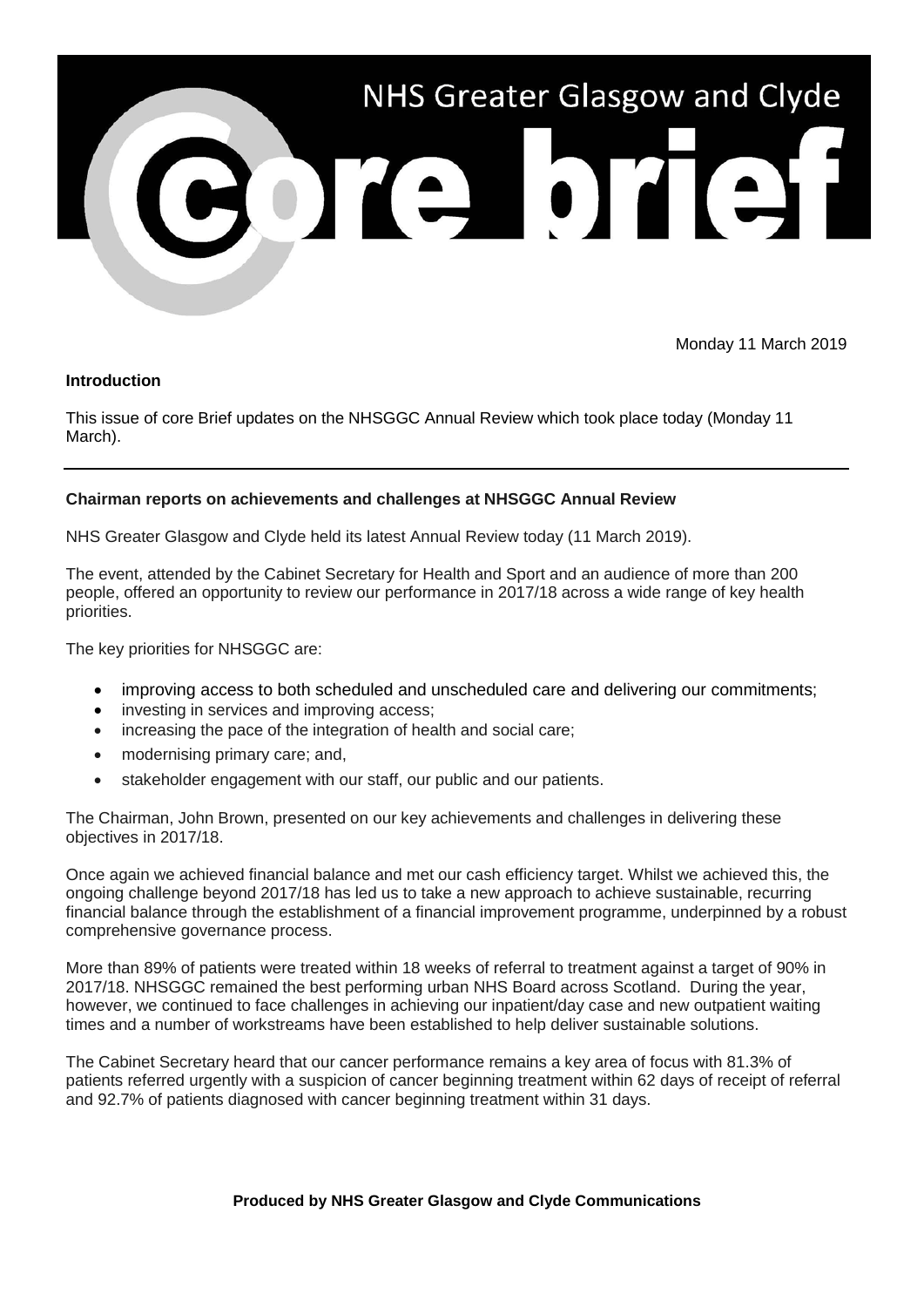# NHS Greater Glasgow and Clyde core brief

Monday 11 March 2019

**Introduction**

This issue of core Brief updates on the NHSGGC Annual Review which took place today (Monday 11 March).

---

**Chairman reports on achievements and challenges at NHSGGC Annual Review**

NHS Greater Glasgow and Clyde held its latest Annual Review today (11 March 2019).

The event, attended by the Cabinet Secretary for Health and Sport and an audience of more than 200 people, offered an opportunity to review our performance in 2017/18 across a wide range of key health priorities.

The key priorities for NHSGGC are:

- improving access to both scheduled and unscheduled care and delivering our commitments;
- investing in services and improving access;
- increasing the pace of the integration of health and social care;
- modernising primary care; and,
- stakeholder engagement with our staff, our public and our patients.

The Chairman, John Brown, presented on our key achievements and challenges in delivering these objectives in 2017/18.

Once again we achieved financial balance and met our cash efficiency target. Whilst we achieved this, the ongoing challenge beyond 2017/18 has led us to take a new approach to achieve sustainable, recurring financial balance through the establishment of a financial improvement programme, underpinned by a robust comprehensive governance process.

More than 89% of patients were treated within 18 weeks of referral to treatment against a target of 90% in 2017/18. NHSGGC remained the best performing urban NHS Board across Scotland. During the year, however, we continued to face challenges in achieving our inpatient/day case and new outpatient waiting times and a number of workstreams have been established to help deliver sustainable solutions.

The Cabinet Secretary heard that our cancer performance remains a key area of focus with 81.3% of patients referred urgently with a suspicion of cancer beginning treatment within 62 days of receipt of referral and 92.7% of patients diagnosed with cancer beginning treatment within 31 days.

**Produced by NHS Greater Glasgow and Clyde Communications**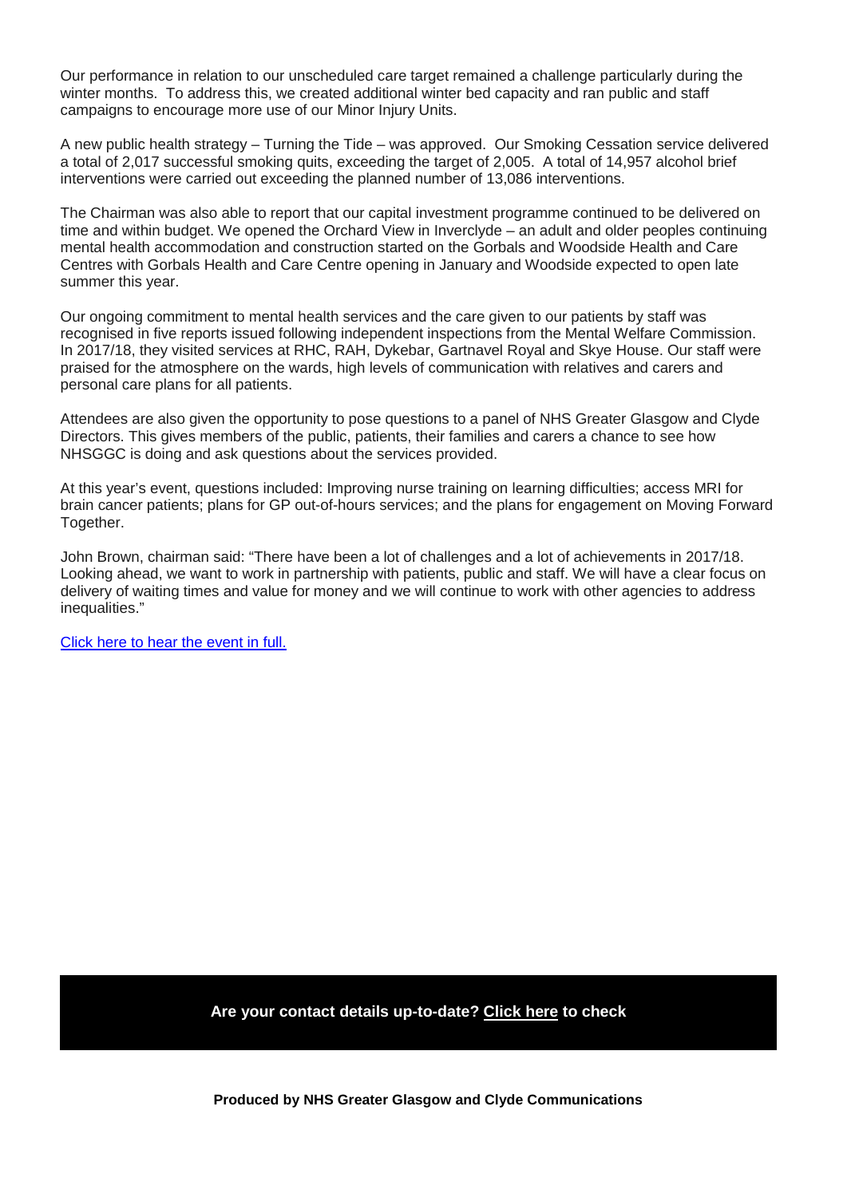Our performance in relation to our unscheduled care target remained a challenge particularly during the winter months. To address this, we created additional winter bed capacity and ran public and staff campaigns to encourage more use of our Minor Injury Units.

A new public health strategy – Turning the Tide – was approved. Our Smoking Cessation service delivered a total of 2,017 successful smoking quits, exceeding the target of 2,005. A total of 14,957 alcohol brief interventions were carried out exceeding the planned number of 13,086 interventions.

The Chairman was also able to report that our capital investment programme continued to be delivered on time and within budget. We opened the Orchard View in Inverclyde – an adult and older peoples continuing mental health accommodation and construction started on the Gorbals and Woodside Health and Care Centres with Gorbals Health and Care Centre opening in January and Woodside expected to open late summer this year.

Our ongoing commitment to mental health services and the care given to our patients by staff was recognised in five reports issued following independent inspections from the Mental Welfare Commission. In 2017/18, they visited services at RHC, RAH, Dykebar, Gartnavel Royal and Skye House. Our staff were praised for the atmosphere on the wards, high levels of communication with relatives and carers and personal care plans for all patients.

Attendees are also given the opportunity to pose questions to a panel of NHS Greater Glasgow and Clyde Directors. This gives members of the public, patients, their families and carers a chance to see how NHSGGC is doing and ask questions about the services provided.

At this year's event, questions included: Improving nurse training on learning difficulties; access MRI for brain cancer patients; plans for GP out-of-hours services; and the plans for engagement on Moving Forward Together.

John Brown, chairman said: "There have been a lot of challenges and a lot of achievements in 2017/18. Looking ahead, we want to work in partnership with patients, public and staff. We will have a clear focus on delivery of waiting times and value for money and we will continue to work with other agencies to address inequalities."

Click here to hear the event in full.

**Are your contact details up-to-date? Click here to check**

**Produced by NHS Greater Glasgow and Clyde Communications**